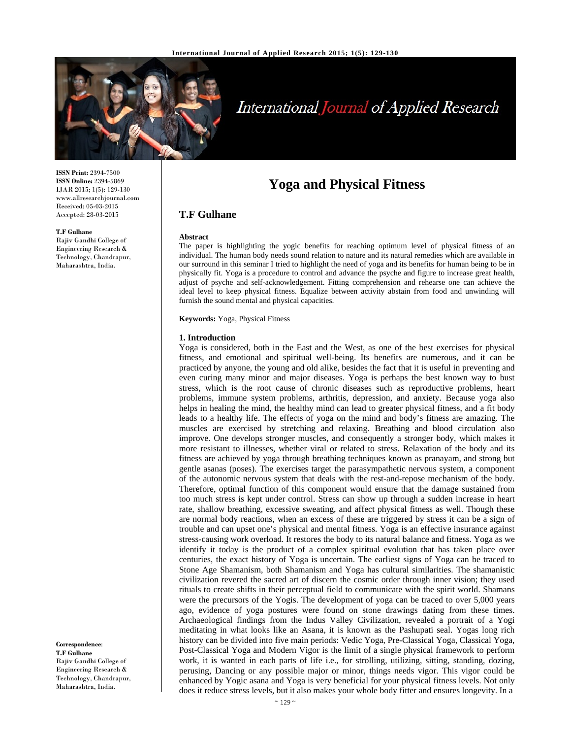ISSN Print: 2394-7500
ISSN Online: 2394-5869
IJAR 2015; 1(5): 129-130
www.allresearchjournal.com
Received: 05-03-2015
Accepted: 28-03-2015

**T.F Gulhane**
Rajiv Gandhi College of Engineering Research & Technology, Chandrapur, Maharashtra, India.

**Correspondence**:
**T.F Gulhane**
Rajiv Gandhi College of Engineering Research & Technology, Chandrapur, Maharashtra, India.

# Yoga and Physical Fitness

## T.F Gulhane

**Abstract**

The paper is highlighting the yogic benefits for reaching optimum level of physical fitness of an individual. The human body needs sound relation to nature and its natural remedies which are available in our surround in this seminar I tried to highlight the need of yoga and its benefits for human being to be in physically fit. Yoga is a procedure to control and advance the psyche and figure to increase great health, adjust of psyche and self-acknowledgement. Fitting comprehension and rehearse one can achieve the ideal level to keep physical fitness. Equalize between activity abstain from food and unwinding will furnish the sound mental and physical capacities.

**Keywords:** Yoga, Physical Fitness

### 1. Introduction

Yoga is considered, both in the East and the West, as one of the best exercises for physical fitness, and emotional and spiritual well-being. Its benefits are numerous, and it can be practiced by anyone, the young and old alike, besides the fact that it is useful in preventing and even curing many minor and major diseases. Yoga is perhaps the best known way to bust stress, which is the root cause of chronic diseases such as reproductive problems, heart problems, immune system problems, arthritis, depression, and anxiety. Because yoga also helps in healing the mind, the healthy mind can lead to greater physical fitness, and a fit body leads to a healthy life. The effects of yoga on the mind and body's fitness are amazing. The muscles are exercised by stretching and relaxing. Breathing and blood circulation also improve. One develops stronger muscles, and consequently a stronger body, which makes it more resistant to illnesses, whether viral or related to stress. Relaxation of the body and its fitness are achieved by yoga through breathing techniques known as pranayam, and strong but gentle asanas (poses). The exercises target the parasympathetic nervous system, a component of the autonomic nervous system that deals with the rest-and-repose mechanism of the body. Therefore, optimal function of this component would ensure that the damage sustained from too much stress is kept under control. Stress can show up through a sudden increase in heart rate, shallow breathing, excessive sweating, and affect physical fitness as well. Though these are normal body reactions, when an excess of these are triggered by stress it can be a sign of trouble and can upset one's physical and mental fitness. Yoga is an effective insurance against stress-causing work overload. It restores the body to its natural balance and fitness. Yoga as we identify it today is the product of a complex spiritual evolution that has taken place over centuries, the exact history of Yoga is uncertain. The earliest signs of Yoga can be traced to Stone Age Shamanism, both Shamanism and Yoga has cultural similarities. The shamanistic civilization revered the sacred art of discern the cosmic order through inner vision; they used rituals to create shifts in their perceptual field to communicate with the spirit world. Shamans were the precursors of the Yogis. The development of yoga can be traced to over 5,000 years ago, evidence of yoga postures were found on stone drawings dating from these times. Archaeological findings from the Indus Valley Civilization, revealed a portrait of a Yogi meditating in what looks like an Asana, it is known as the Pashupati seal. Yogas long rich history can be divided into five main periods: Vedic Yoga, Pre-Classical Yoga, Classical Yoga, Post-Classical Yoga and Modern Vigor is the limit of a single physical framework to perform work, it is wanted in each parts of life i.e., for strolling, utilizing, sitting, standing, dozing, perusing, Dancing or any possible major or minor, things needs vigor. This vigor could be enhanced by Yogic asana and Yoga is very beneficial for your physical fitness levels. Not only does it reduce stress levels, but it also makes your whole body fitter and ensures longevity. In a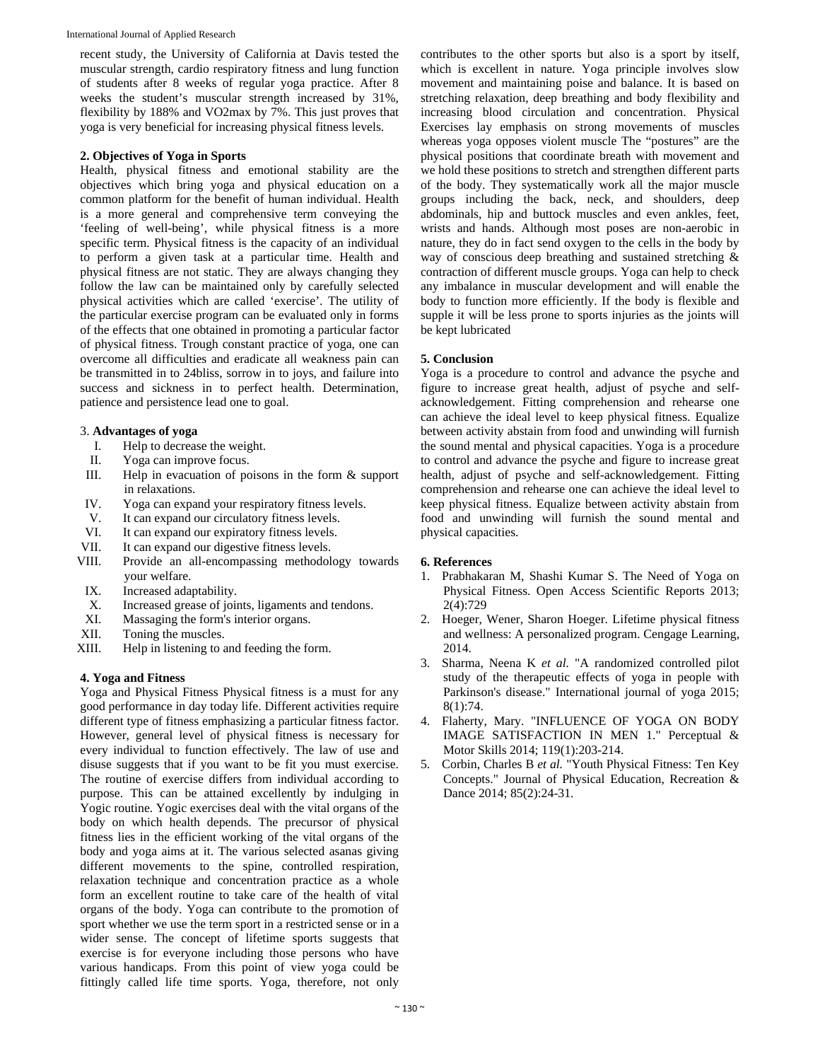recent study, the University of California at Davis tested the muscular strength, cardio respiratory fitness and lung function of students after 8 weeks of regular yoga practice. After 8 weeks the student's muscular strength increased by 31%, flexibility by 188% and VO2max by 7%. This just proves that yoga is very beneficial for increasing physical fitness levels.

## 2. Objectives of Yoga in Sports

Health, physical fitness and emotional stability are the objectives which bring yoga and physical education on a common platform for the benefit of human individual. Health is a more general and comprehensive term conveying the 'feeling of well-being', while physical fitness is a more specific term. Physical fitness is the capacity of an individual to perform a given task at a particular time. Health and physical fitness are not static. They are always changing they follow the law can be maintained only by carefully selected physical activities which are called 'exercise'. The utility of the particular exercise program can be evaluated only in forms of the effects that one obtained in promoting a particular factor of physical fitness. Trough constant practice of yoga, one can overcome all difficulties and eradicate all weakness pain can be transmitted in to 24bliss, sorrow in to joys, and failure into success and sickness in to perfect health. Determination, patience and persistence lead one to goal.

## 3. Advantages of yoga

I. Help to decrease the weight.
II. Yoga can improve focus.
III. Help in evacuation of poisons in the form & support in relaxations.
IV. Yoga can expand your respiratory fitness levels.
V. It can expand our circulatory fitness levels.
VI. It can expand our expiratory fitness levels.
VII. It can expand our digestive fitness levels.
VIII. Provide an all-encompassing methodology towards your welfare.
IX. Increased adaptability.
X. Increased grease of joints, ligaments and tendons.
XI. Massaging the form's interior organs.
XII. Toning the muscles.
XIII. Help in listening to and feeding the form.

## 4. Yoga and Fitness

Yoga and Physical Fitness Physical fitness is a must for any good performance in day today life. Different activities require different type of fitness emphasizing a particular fitness factor. However, general level of physical fitness is necessary for every individual to function effectively. The law of use and disuse suggests that if you want to be fit you must exercise. The routine of exercise differs from individual according to purpose. This can be attained excellently by indulging in Yogic routine. Yogic exercises deal with the vital organs of the body on which health depends. The precursor of physical fitness lies in the efficient working of the vital organs of the body and yoga aims at it. The various selected asanas giving different movements to the spine, controlled respiration, relaxation technique and concentration practice as a whole form an excellent routine to take care of the health of vital organs of the body. Yoga can contribute to the promotion of sport whether we use the term sport in a restricted sense or in a wider sense. The concept of lifetime sports suggests that exercise is for everyone including those persons who have various handicaps. From this point of view yoga could be fittingly called life time sports. Yoga, therefore, not only contributes to the other sports but also is a sport by itself, which is excellent in nature. Yoga principle involves slow movement and maintaining poise and balance. It is based on stretching relaxation, deep breathing and body flexibility and increasing blood circulation and concentration. Physical Exercises lay emphasis on strong movements of muscles whereas yoga opposes violent muscle The "postures" are the physical positions that coordinate breath with movement and we hold these positions to stretch and strengthen different parts of the body. They systematically work all the major muscle groups including the back, neck, and shoulders, deep abdominals, hip and buttock muscles and even ankles, feet, wrists and hands. Although most poses are non-aerobic in nature, they do in fact send oxygen to the cells in the body by way of conscious deep breathing and sustained stretching & contraction of different muscle groups. Yoga can help to check any imbalance in muscular development and will enable the body to function more efficiently. If the body is flexible and supple it will be less prone to sports injuries as the joints will be kept lubricated

## 5. Conclusion

Yoga is a procedure to control and advance the psyche and figure to increase great health, adjust of psyche and self-acknowledgement. Fitting comprehension and rehearse one can achieve the ideal level to keep physical fitness. Equalize between activity abstain from food and unwinding will furnish the sound mental and physical capacities. Yoga is a procedure to control and advance the psyche and figure to increase great health, adjust of psyche and self-acknowledgement. Fitting comprehension and rehearse one can achieve the ideal level to keep physical fitness. Equalize between activity abstain from food and unwinding will furnish the sound mental and physical capacities.

## 6. References

1. Prabhakaran M, Shashi Kumar S. The Need of Yoga on Physical Fitness. Open Access Scientific Reports 2013; 2(4):729
2. Hoeger, Wener, Sharon Hoeger. Lifetime physical fitness and wellness: A personalized program. Cengage Learning, 2014.
3. Sharma, Neena K *et al.* "A randomized controlled pilot study of the therapeutic effects of yoga in people with Parkinson's disease." International journal of yoga 2015; 8(1):74.
4. Flaherty, Mary. "INFLUENCE OF YOGA ON BODY IMAGE SATISFACTION IN MEN 1." Perceptual & Motor Skills 2014; 119(1):203-214.
5. Corbin, Charles B *et al.* "Youth Physical Fitness: Ten Key Concepts." Journal of Physical Education, Recreation & Dance 2014; 85(2):24-31.